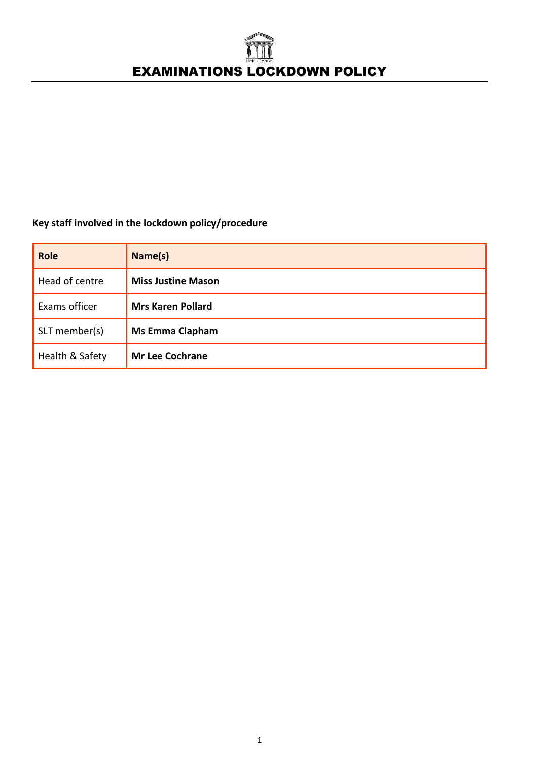# EXAMINATIONS LOCKDOWN POLICY

**Key staff involved in the lockdown policy/procedure**

| Role | Name(s) |
|---|---|
| Head of centre | **Miss Justine Mason** |
| Exams officer | **Mrs Karen Pollard** |
| SLT member(s) | **Ms Emma Clapham** |
| Health & Safety | **Mr Lee Cochrane** |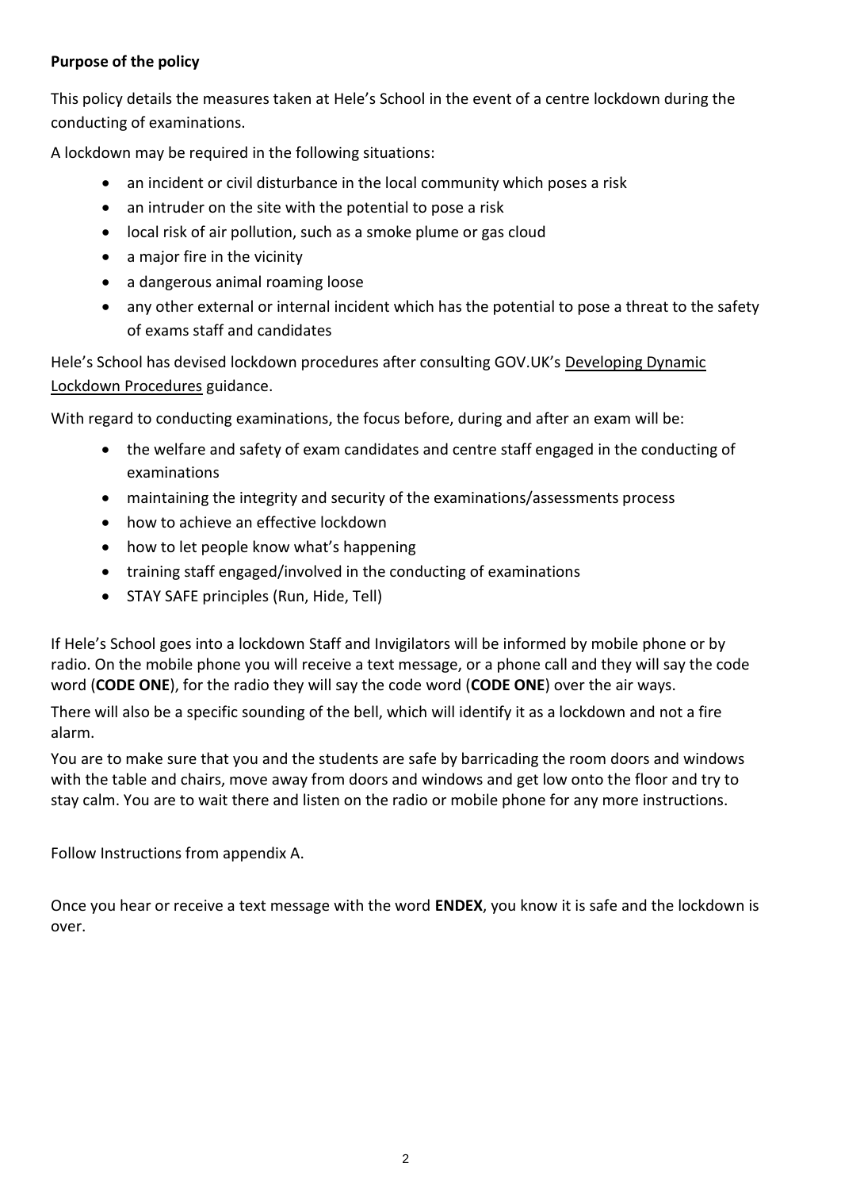**Purpose of the policy**

This policy details the measures taken at Hele's School in the event of a centre lockdown during the conducting of examinations.

A lockdown may be required in the following situations:

- an incident or civil disturbance in the local community which poses a risk
- an intruder on the site with the potential to pose a risk
- local risk of air pollution, such as a smoke plume or gas cloud
- a major fire in the vicinity
- a dangerous animal roaming loose
- any other external or internal incident which has the potential to pose a threat to the safety of exams staff and candidates

Hele's School has devised lockdown procedures after consulting GOV.UK's Developing Dynamic Lockdown Procedures guidance.

With regard to conducting examinations, the focus before, during and after an exam will be:

- the welfare and safety of exam candidates and centre staff engaged in the conducting of examinations
- maintaining the integrity and security of the examinations/assessments process
- how to achieve an effective lockdown
- how to let people know what's happening
- training staff engaged/involved in the conducting of examinations
- STAY SAFE principles (Run, Hide, Tell)

If Hele's School goes into a lockdown Staff and Invigilators will be informed by mobile phone or by radio. On the mobile phone you will receive a text message, or a phone call and they will say the code word (**CODE ONE**), for the radio they will say the code word (**CODE ONE**) over the air ways.

There will also be a specific sounding of the bell, which will identify it as a lockdown and not a fire alarm.

You are to make sure that you and the students are safe by barricading the room doors and windows with the table and chairs, move away from doors and windows and get low onto the floor and try to stay calm. You are to wait there and listen on the radio or mobile phone for any more instructions.

Follow Instructions from appendix A.

Once you hear or receive a text message with the word **ENDEX**, you know it is safe and the lockdown is over.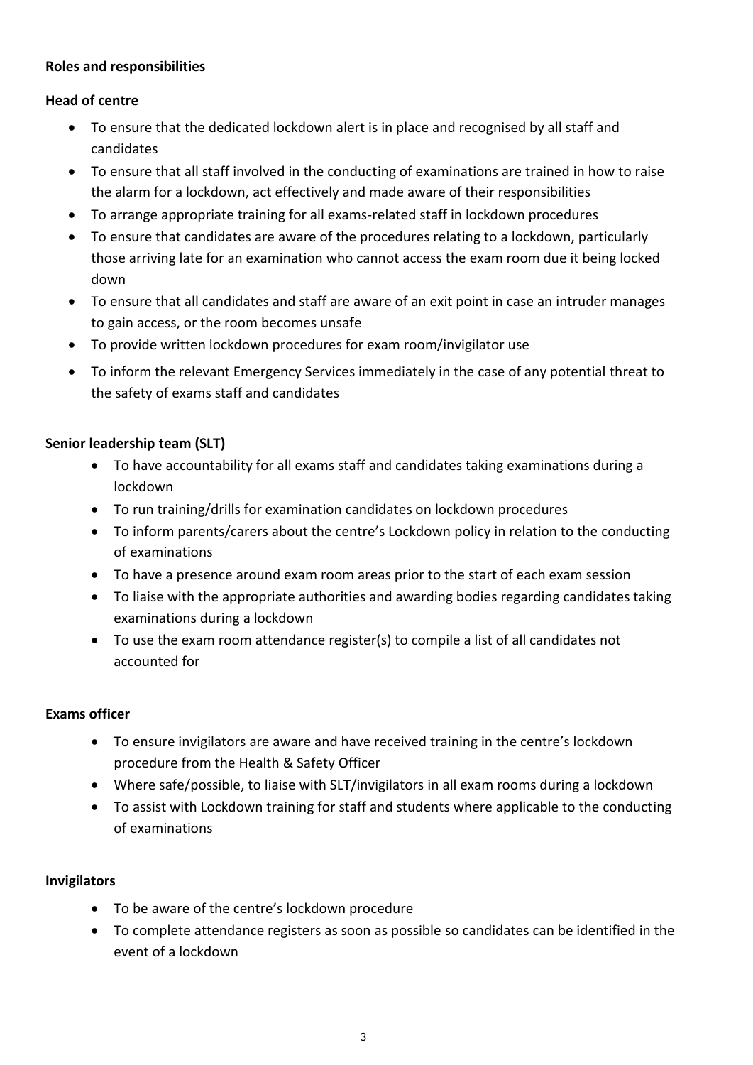**Roles and responsibilities**

**Head of centre**

- To ensure that the dedicated lockdown alert is in place and recognised by all staff and candidates
- To ensure that all staff involved in the conducting of examinations are trained in how to raise the alarm for a lockdown, act effectively and made aware of their responsibilities
- To arrange appropriate training for all exams-related staff in lockdown procedures
- To ensure that candidates are aware of the procedures relating to a lockdown, particularly those arriving late for an examination who cannot access the exam room due it being locked down
- To ensure that all candidates and staff are aware of an exit point in case an intruder manages to gain access, or the room becomes unsafe
- To provide written lockdown procedures for exam room/invigilator use
- To inform the relevant Emergency Services immediately in the case of any potential threat to the safety of exams staff and candidates

**Senior leadership team (SLT)**

- To have accountability for all exams staff and candidates taking examinations during a lockdown
- To run training/drills for examination candidates on lockdown procedures
- To inform parents/carers about the centre's Lockdown policy in relation to the conducting of examinations
- To have a presence around exam room areas prior to the start of each exam session
- To liaise with the appropriate authorities and awarding bodies regarding candidates taking examinations during a lockdown
- To use the exam room attendance register(s) to compile a list of all candidates not accounted for

**Exams officer**

- To ensure invigilators are aware and have received training in the centre's lockdown procedure from the Health & Safety Officer
- Where safe/possible, to liaise with SLT/invigilators in all exam rooms during a lockdown
- To assist with Lockdown training for staff and students where applicable to the conducting of examinations

**Invigilators**

- To be aware of the centre's lockdown procedure
- To complete attendance registers as soon as possible so candidates can be identified in the event of a lockdown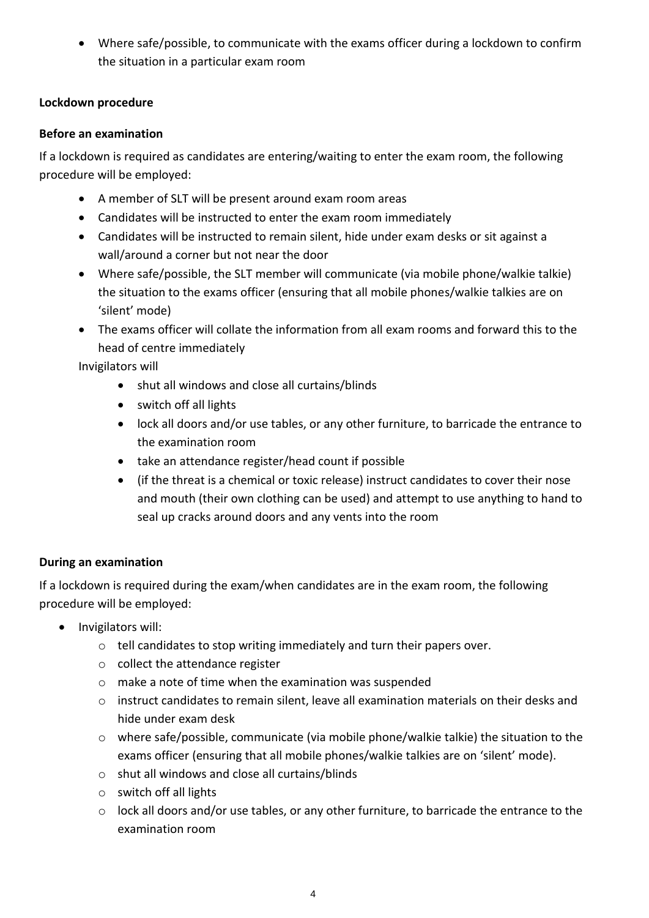- Where safe/possible, to communicate with the exams officer during a lockdown to confirm the situation in a particular exam room

**Lockdown procedure**

**Before an examination**

If a lockdown is required as candidates are entering/waiting to enter the exam room, the following procedure will be employed:

- A member of SLT will be present around exam room areas
- Candidates will be instructed to enter the exam room immediately
- Candidates will be instructed to remain silent, hide under exam desks or sit against a wall/around a corner but not near the door
- Where safe/possible, the SLT member will communicate (via mobile phone/walkie talkie) the situation to the exams officer (ensuring that all mobile phones/walkie talkies are on 'silent' mode)
- The exams officer will collate the information from all exam rooms and forward this to the head of centre immediately

Invigilators will

- shut all windows and close all curtains/blinds
- switch off all lights
- lock all doors and/or use tables, or any other furniture, to barricade the entrance to the examination room
- take an attendance register/head count if possible
- (if the threat is a chemical or toxic release) instruct candidates to cover their nose and mouth (their own clothing can be used) and attempt to use anything to hand to seal up cracks around doors and any vents into the room

**During an examination**

If a lockdown is required during the exam/when candidates are in the exam room, the following procedure will be employed:

- Invigilators will:
    - tell candidates to stop writing immediately and turn their papers over.
    - collect the attendance register
    - make a note of time when the examination was suspended
    - instruct candidates to remain silent, leave all examination materials on their desks and hide under exam desk
    - where safe/possible, communicate (via mobile phone/walkie talkie) the situation to the exams officer (ensuring that all mobile phones/walkie talkies are on 'silent' mode).
    - shut all windows and close all curtains/blinds
    - switch off all lights
    - lock all doors and/or use tables, or any other furniture, to barricade the entrance to the examination room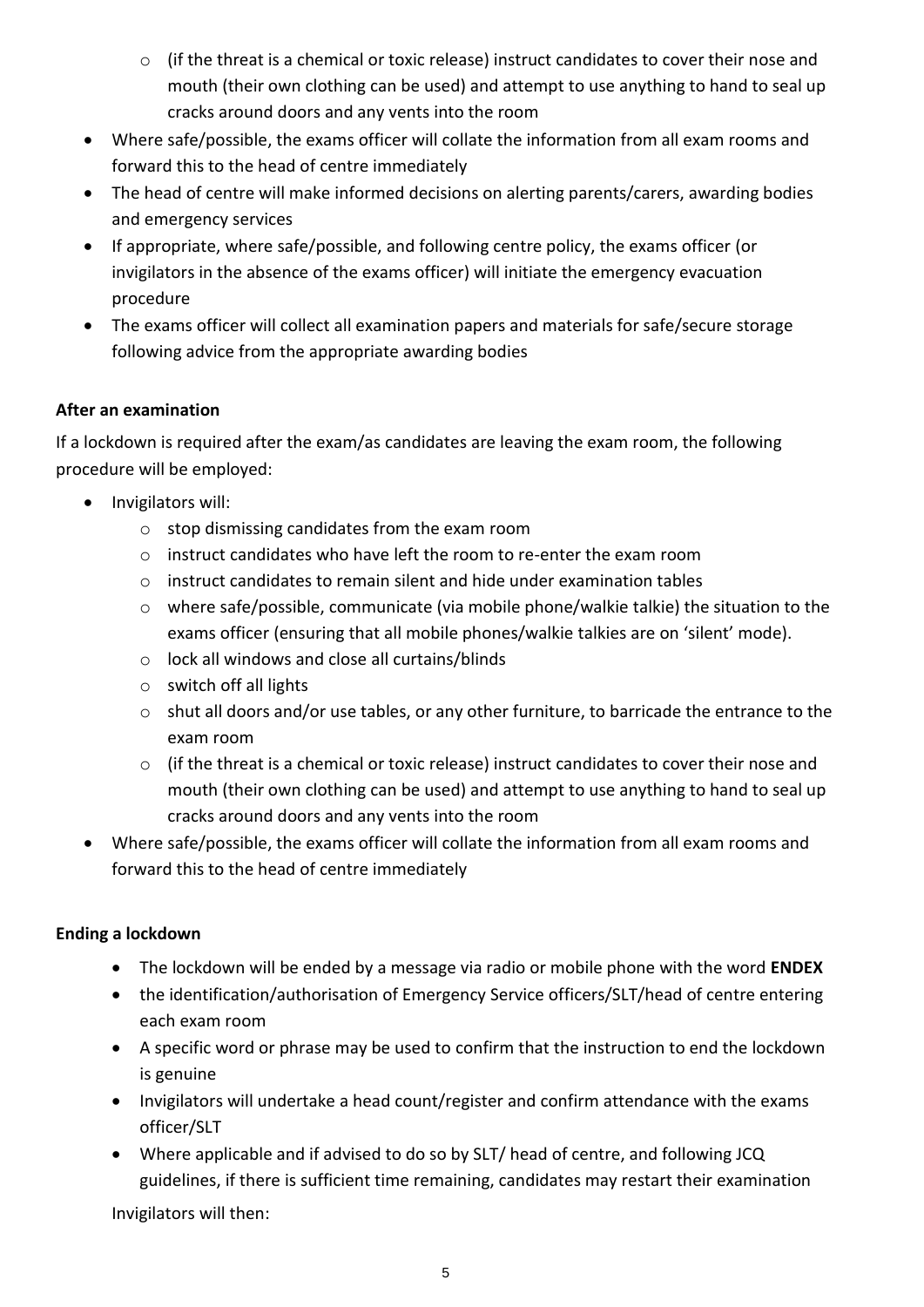- (if the threat is a chemical or toxic release) instruct candidates to cover their nose and mouth (their own clothing can be used) and attempt to use anything to hand to seal up cracks around doors and any vents into the room
- Where safe/possible, the exams officer will collate the information from all exam rooms and forward this to the head of centre immediately
- The head of centre will make informed decisions on alerting parents/carers, awarding bodies and emergency services
- If appropriate, where safe/possible, and following centre policy, the exams officer (or invigilators in the absence of the exams officer) will initiate the emergency evacuation procedure
- The exams officer will collect all examination papers and materials for safe/secure storage following advice from the appropriate awarding bodies

**After an examination**

If a lockdown is required after the exam/as candidates are leaving the exam room, the following procedure will be employed:

- Invigilators will:
  - stop dismissing candidates from the exam room
  - instruct candidates who have left the room to re-enter the exam room
  - instruct candidates to remain silent and hide under examination tables
  - where safe/possible, communicate (via mobile phone/walkie talkie) the situation to the exams officer (ensuring that all mobile phones/walkie talkies are on 'silent' mode).
  - lock all windows and close all curtains/blinds
  - switch off all lights
  - shut all doors and/or use tables, or any other furniture, to barricade the entrance to the exam room
  - (if the threat is a chemical or toxic release) instruct candidates to cover their nose and mouth (their own clothing can be used) and attempt to use anything to hand to seal up cracks around doors and any vents into the room
- Where safe/possible, the exams officer will collate the information from all exam rooms and forward this to the head of centre immediately

**Ending a lockdown**

- The lockdown will be ended by a message via radio or mobile phone with the word **ENDEX**
- the identification/authorisation of Emergency Service officers/SLT/head of centre entering each exam room
- A specific word or phrase may be used to confirm that the instruction to end the lockdown is genuine
- Invigilators will undertake a head count/register and confirm attendance with the exams officer/SLT
- Where applicable and if advised to do so by SLT/ head of centre, and following JCQ guidelines, if there is sufficient time remaining, candidates may restart their examination

  Invigilators will then: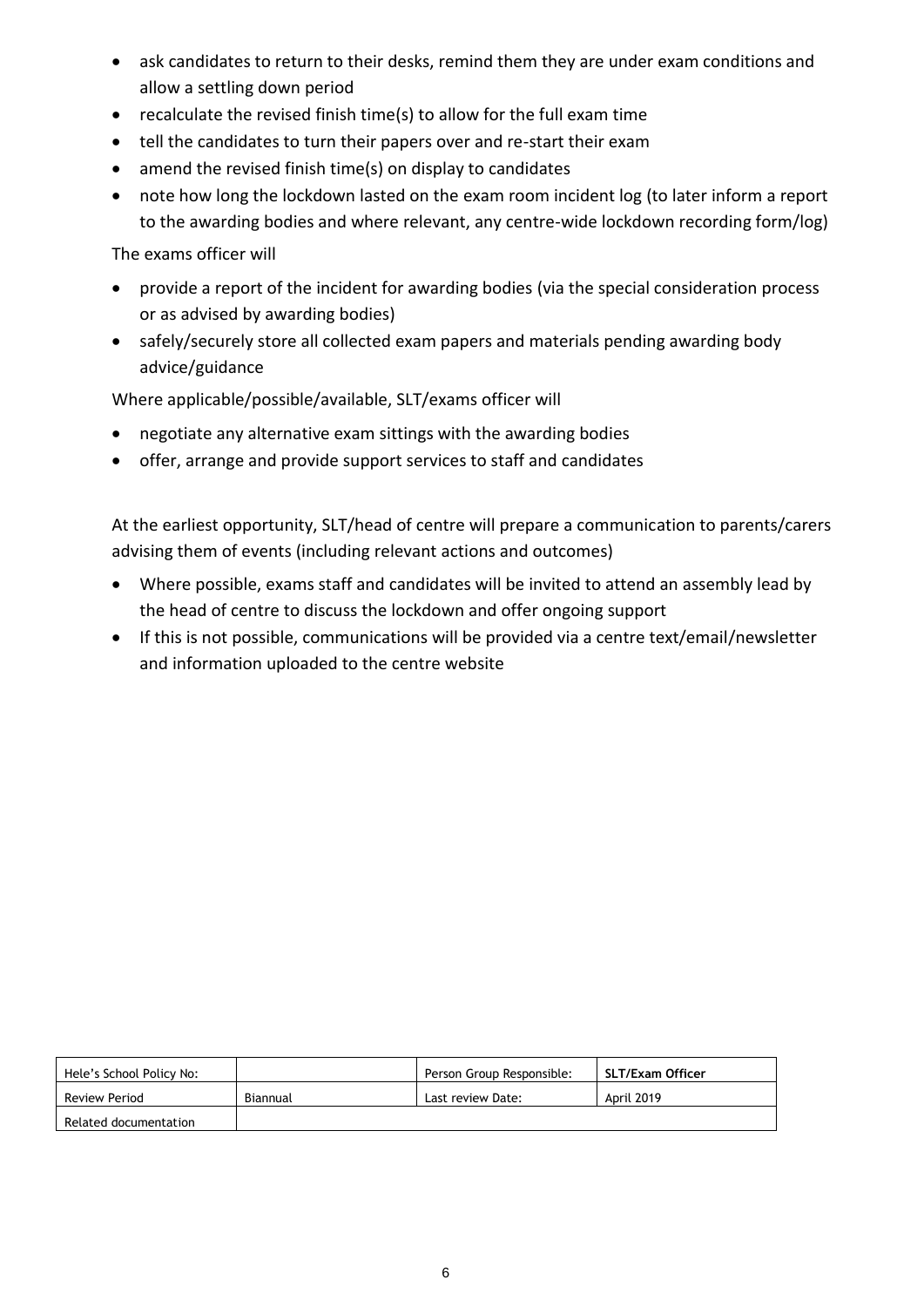- ask candidates to return to their desks, remind them they are under exam conditions and allow a settling down period
- recalculate the revised finish time(s) to allow for the full exam time
- tell the candidates to turn their papers over and re-start their exam
- amend the revised finish time(s) on display to candidates
- note how long the lockdown lasted on the exam room incident log (to later inform a report to the awarding bodies and where relevant, any centre-wide lockdown recording form/log)

The exams officer will

- provide a report of the incident for awarding bodies (via the special consideration process or as advised by awarding bodies)
- safely/securely store all collected exam papers and materials pending awarding body advice/guidance

Where applicable/possible/available, SLT/exams officer will

- negotiate any alternative exam sittings with the awarding bodies
- offer, arrange and provide support services to staff and candidates

At the earliest opportunity, SLT/head of centre will prepare a communication to parents/carers advising them of events (including relevant actions and outcomes)

- Where possible, exams staff and candidates will be invited to attend an assembly lead by the head of centre to discuss the lockdown and offer ongoing support
- If this is not possible, communications will be provided via a centre text/email/newsletter and information uploaded to the centre website

| Hele's School Policy No: | | Person Group Responsible: | **SLT/Exam Officer** |
|---|---|---|---|
| Review Period | Biannual | Last review Date: | April 2019 |
| Related documentation | | | |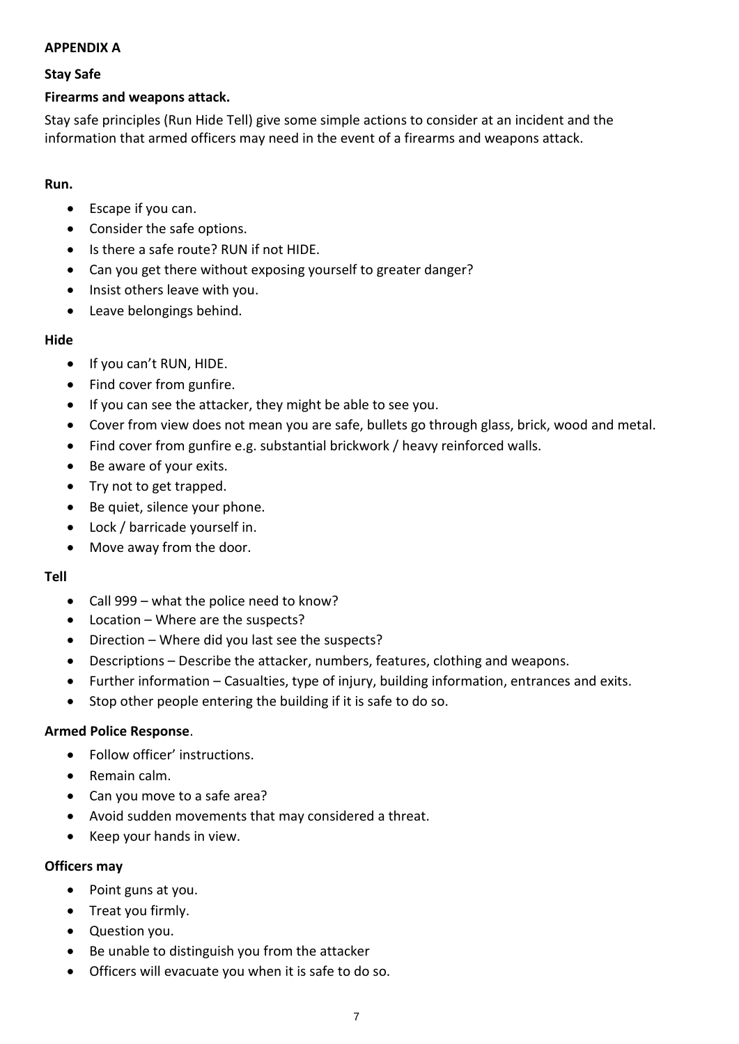**APPENDIX A**

**Stay Safe**

**Firearms and weapons attack.**

Stay safe principles (Run Hide Tell) give some simple actions to consider at an incident and the information that armed officers may need in the event of a firearms and weapons attack.

**Run.**

- Escape if you can.
- Consider the safe options.
- Is there a safe route? RUN if not HIDE.
- Can you get there without exposing yourself to greater danger?
- Insist others leave with you.
- Leave belongings behind.

**Hide**

- If you can't RUN, HIDE.
- Find cover from gunfire.
- If you can see the attacker, they might be able to see you.
- Cover from view does not mean you are safe, bullets go through glass, brick, wood and metal.
- Find cover from gunfire e.g. substantial brickwork / heavy reinforced walls.
- Be aware of your exits.
- Try not to get trapped.
- Be quiet, silence your phone.
- Lock / barricade yourself in.
- Move away from the door.

**Tell**

- Call 999 – what the police need to know?
- Location – Where are the suspects?
- Direction – Where did you last see the suspects?
- Descriptions – Describe the attacker, numbers, features, clothing and weapons.
- Further information – Casualties, type of injury, building information, entrances and exits.
- Stop other people entering the building if it is safe to do so.

**Armed Police Response**.

- Follow officer' instructions.
- Remain calm.
- Can you move to a safe area?
- Avoid sudden movements that may considered a threat.
- Keep your hands in view.

**Officers may**

- Point guns at you.
- Treat you firmly.
- Question you.
- Be unable to distinguish you from the attacker
- Officers will evacuate you when it is safe to do so.